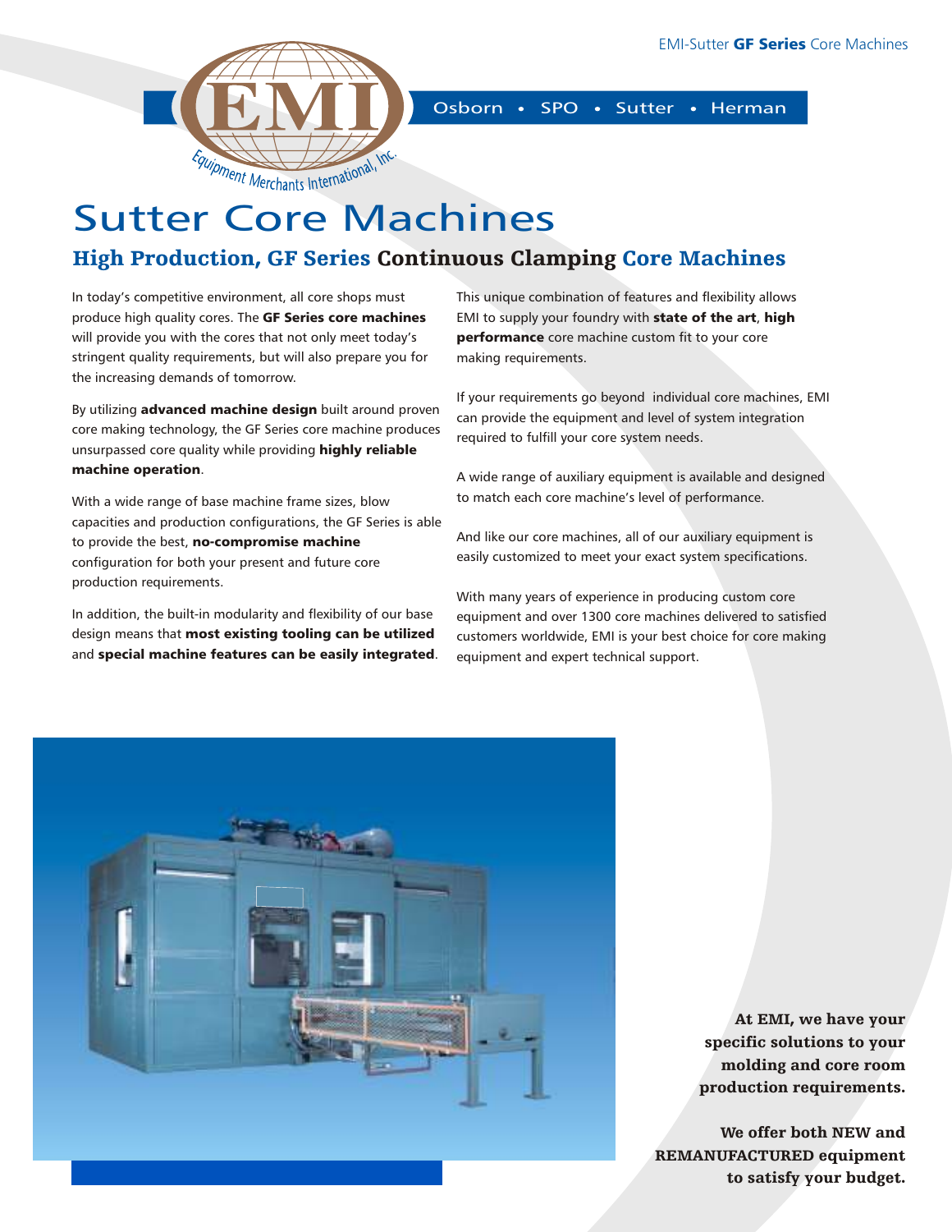EMI
Equipment Merchants International, Inc.

Osborn • SPO • Sutter • Herman

# Sutter Core Machines

## High Production, GF Series Continuous Clamping Core Machines

In today's competitive environment, all core shops must produce high quality cores. The **GF Series core machines** will provide you with the cores that not only meet today's stringent quality requirements, but will also prepare you for the increasing demands of tomorrow.

By utilizing **advanced machine design** built around proven core making technology, the GF Series core machine produces unsurpassed core quality while providing **highly reliable machine operation**.

With a wide range of base machine frame sizes, blow capacities and production configurations, the GF Series is able to provide the best, **no-compromise machine** configuration for both your present and future core production requirements.

In addition, the built-in modularity and flexibility of our base design means that **most existing tooling can be utilized** and **special machine features can be easily integrated**.

This unique combination of features and flexibility allows EMI to supply your foundry with **state of the art**, **high performance** core machine custom fit to your core making requirements.

If your requirements go beyond individual core machines, EMI can provide the equipment and level of system integration required to fulfill your core system needs.

A wide range of auxiliary equipment is available and designed to match each core machine's level of performance.

And like our core machines, all of our auxiliary equipment is easily customized to meet your exact system specifications.

With many years of experience in producing custom core equipment and over 1300 core machines delivered to satisfied customers worldwide, EMI is your best choice for core making equipment and expert technical support.

**At EMI, we have your specific solutions to your molding and core room production requirements.**

**We offer both NEW and REMANUFACTURED equipment to satisfy your budget.**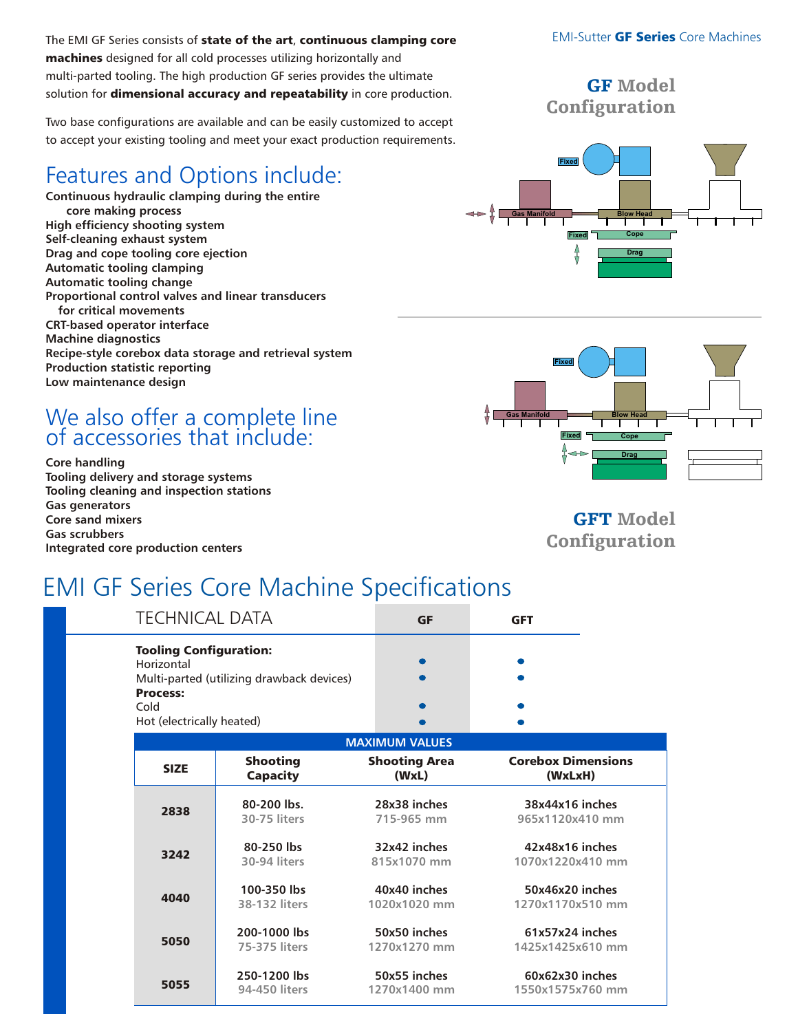The EMI GF Series consists of **state of the art**, **continuous clamping core machines** designed for all cold processes utilizing horizontally and multi-parted tooling. The high production GF series provides the ultimate solution for **dimensional accuracy and repeatability** in core production.

Two base configurations are available and can be easily customized to accept to accept your existing tooling and meet your exact production requirements.

## Features and Options include:

- **Continuous hydraulic clamping during the entire core making process**
- **High efficiency shooting system**
- **Self-cleaning exhaust system**
- **Drag and cope tooling core ejection**
- **Automatic tooling clamping**
- **Automatic tooling change**
- **Proportional control valves and linear transducers for critical movements**
- **CRT-based operator interface**
- **Machine diagnostics**
- **Recipe-style corebox data storage and retrieval system**
- **Production statistic reporting**
- **Low maintenance design**

## We also offer a complete line of accessories that include:

- **Core handling**
- **Tooling delivery and storage systems**
- **Tooling cleaning and inspection stations**
- **Gas generators**
- **Core sand mixers**
- **Gas scrubbers**
- **Integrated core production centers**

EMI-Sutter **GF Series** Core Machines

### GF Model Configuration

Fixed · Gas Manifold · Blow Head · Fixed · Cope · Drag

### GFT Model Configuration

Fixed · Gas Manifold · Blow Head · Fixed · Cope · Drag

# EMI GF Series Core Machine Specifications

| TECHNICAL DATA | GF | GFT |
|---|---|---|
| **Tooling Configuration:** | | |
| Horizontal | • | • |
| Multi-parted (utilizing drawback devices) | • | • |
| **Process:** | | |
| Cold | • | • |
| Hot (electrically heated) | • | • |

**MAXIMUM VALUES**

| SIZE | Shooting Capacity | Shooting Area (WxL) | Corebox Dimensions (WxLxH) |
|---|---|---|---|
| **2838** | 80-200 lbs.<br>30-75 liters | 28x38 inches<br>715-965 mm | 38x44x16 inches<br>965x1120x410 mm |
| **3242** | 80-250 lbs<br>30-94 liters | 32x42 inches<br>815x1070 mm | 42x48x16 inches<br>1070x1220x410 mm |
| **4040** | 100-350 lbs<br>38-132 liters | 40x40 inches<br>1020x1020 mm | 50x46x20 inches<br>1270x1170x510 mm |
| **5050** | 200-1000 lbs<br>75-375 liters | 50x50 inches<br>1270x1270 mm | 61x57x24 inches<br>1425x1425x610 mm |
| **5055** | 250-1200 lbs<br>94-450 liters | 50x55 inches<br>1270x1400 mm | 60x62x30 inches<br>1550x1575x760 mm |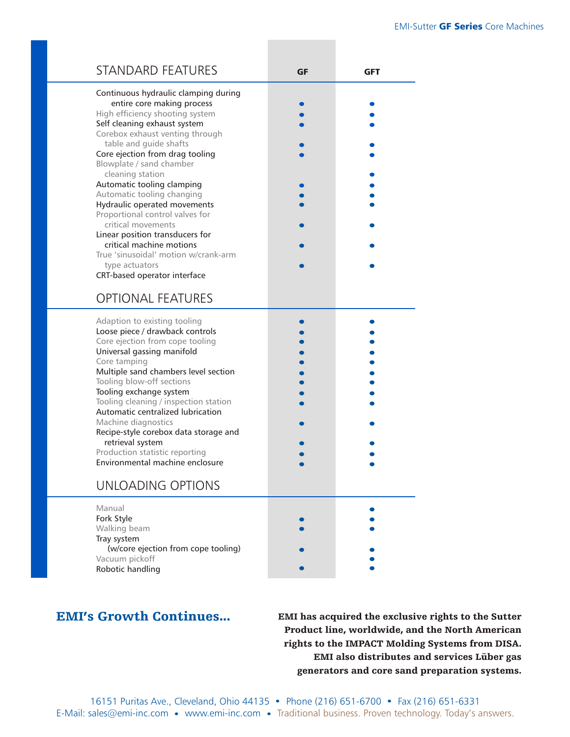| STANDARD FEATURES | GF | GFT |
| --- | --- | --- |
| Continuous hydraulic clamping during entire core making process | • | • |
| High efficiency shooting system | • | • |
| Self cleaning exhaust system | • | • |
| Corebox exhaust venting through table and guide shafts | • | • |
| Core ejection from drag tooling | • | • |
| Blowplate / sand chamber cleaning station | | • |
| Automatic tooling clamping | • | • |
| Automatic tooling changing | • | • |
| Hydraulic operated movements | • | • |
| Proportional control valves for critical movements | • | • |
| Linear position transducers for critical machine motions | • | • |
| True 'sinusoidal' motion w/crank-arm type actuators | • | • |
| CRT-based operator interface | | |
| **OPTIONAL FEATURES** | | |
| Adaption to existing tooling | • | • |
| Loose piece / drawback controls | • | • |
| Core ejection from cope tooling | • | • |
| Universal gassing manifold | • | • |
| Core tamping | • | • |
| Multiple sand chambers level section | • | • |
| Tooling blow-off sections | • | • |
| Tooling exchange system | • | • |
| Tooling cleaning / inspection station | • | • |
| Automatic centralized lubrication | | |
| Machine diagnostics | • | • |
| Recipe-style corebox data storage and retrieval system | • | • |
| Production statistic reporting | • | • |
| Environmental machine enclosure | • | • |
| **UNLOADING OPTIONS** | | |
| Manual | | • |
| Fork Style | • | • |
| Walking beam | • | • |
| Tray system (w/core ejection from cope tooling) | • | • |
| Vacuum pickoff | | • |
| Robotic handling | • | • |

## EMI's Growth Continues...

**EMI has acquired the exclusive rights to the Sutter Product line, worldwide, and the North American rights to the IMPACT Molding Systems from DISA. EMI also distributes and services Lüber gas generators and core sand preparation systems.**

16151 Puritas Ave., Cleveland, Ohio 44135 • Phone (216) 651-6700 • Fax (216) 651-6331
E-Mail: sales@emi-inc.com • www.emi-inc.com • Traditional business. Proven technology. Today's answers.